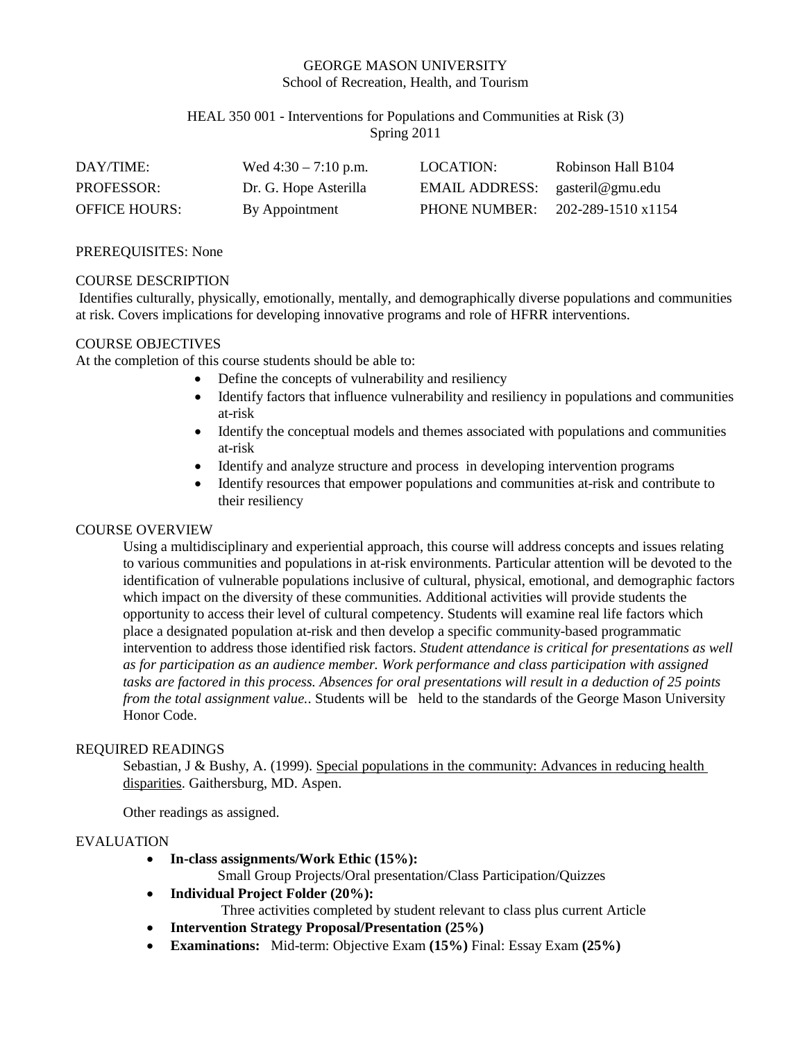GEORGE MASON UNIVERSITY
School of Recreation, Health, and Tourism

HEAL 350 001 - Interventions for Populations and Communities at Risk (3)
Spring 2011

| DAY/TIME: | Wed 4:30 – 7:10 p.m. | LOCATION: | Robinson Hall B104 |
|---|---|---|---|
| PROFESSOR: | Dr. G. Hope Asterilla | EMAIL ADDRESS: | gasteril@gmu.edu |
| OFFICE HOURS: | By Appointment | PHONE NUMBER: | 202-289-1510 x1154 |

PREREQUISITES: None

## COURSE DESCRIPTION

Identifies culturally, physically, emotionally, mentally, and demographically diverse populations and communities at risk. Covers implications for developing innovative programs and role of HFRR interventions.

## COURSE OBJECTIVES

At the completion of this course students should be able to:

- Define the concepts of vulnerability and resiliency
- Identify factors that influence vulnerability and resiliency in populations and communities at-risk
- Identify the conceptual models and themes associated with populations and communities at-risk
- Identify and analyze structure and process in developing intervention programs
- Identify resources that empower populations and communities at-risk and contribute to their resiliency

## COURSE OVERVIEW

Using a multidisciplinary and experiential approach, this course will address concepts and issues relating to various communities and populations in at-risk environments. Particular attention will be devoted to the identification of vulnerable populations inclusive of cultural, physical, emotional, and demographic factors which impact on the diversity of these communities. Additional activities will provide students the opportunity to access their level of cultural competency. Students will examine real life factors which place a designated population at-risk and then develop a specific community-based programmatic intervention to address those identified risk factors. *Student attendance is critical for presentations as well as for participation as an audience member. Work performance and class participation with assigned tasks are factored in this process. Absences for oral presentations will result in a deduction of 25 points from the total assignment value..* Students will be held to the standards of the George Mason University Honor Code.

## REQUIRED READINGS

Sebastian, J & Bushy, A. (1999). Special populations in the community: Advances in reducing health disparities. Gaithersburg, MD. Aspen.

Other readings as assigned.

## EVALUATION

- **In-class assignments/Work Ethic (15%):**
  Small Group Projects/Oral presentation/Class Participation/Quizzes
- **Individual Project Folder (20%):**
  Three activities completed by student relevant to class plus current Article
- **Intervention Strategy Proposal/Presentation (25%)**
- **Examinations:** Mid-term: Objective Exam **(15%)** Final: Essay Exam **(25%)**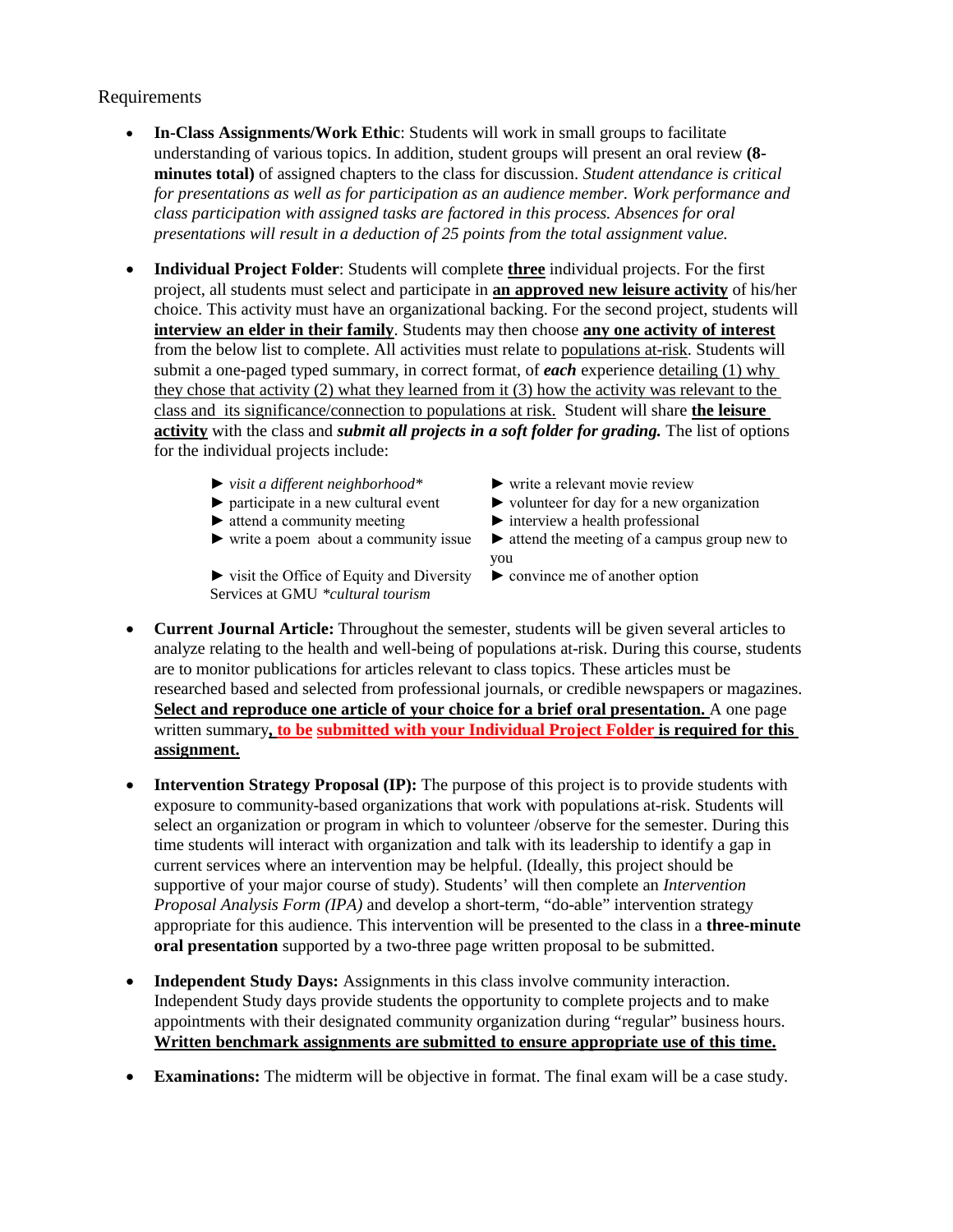Requirements

- **In-Class Assignments/Work Ethic**: Students will work in small groups to facilitate understanding of various topics. In addition, student groups will present an oral review **(8-minutes total)** of assigned chapters to the class for discussion. *Student attendance is critical for presentations as well as for participation as an audience member. Work performance and class participation with assigned tasks are factored in this process. Absences for oral presentations will result in a deduction of 25 points from the total assignment value.*

- **Individual Project Folder**: Students will complete **<u>three</u>** individual projects. For the first project, all students must select and participate in **<u>an approved new leisure activity</u>** of his/her choice. This activity must have an organizational backing. For the second project, students will **<u>interview an elder in their family</u>**. Students may then choose **<u>any one activity of interest</u>** from the below list to complete. All activities must relate to <u>populations at-risk</u>. Students will submit a one-paged typed summary, in correct format, of ***each*** experience <u>detailing (1) why they chose that activity (2) what they learned from it (3) how the activity was relevant to the class and its significance/connection to populations at risk.</u> Student will share **<u>the leisure activity</u>** with the class and ***submit all projects in a soft folder for grading.*** The list of options for the individual projects include:

  - ► *visit a different neighborhood**
  - ► participate in a new cultural event
  - ► attend a community meeting
  - ► write a poem about a community issue
  - ► visit the Office of Equity and Diversity Services at GMU *\*cultural tourism*
  - ► write a relevant movie review
  - ► volunteer for day for a new organization
  - ► interview a health professional
  - ► attend the meeting of a campus group new to you
  - ► convince me of another option

- **Current Journal Article:** Throughout the semester, students will be given several articles to analyze relating to the health and well-being of populations at-risk. During this course, students are to monitor publications for articles relevant to class topics. These articles must be researched based and selected from professional journals, or credible newspapers or magazines. **<u>Select and reproduce one article of your choice for a brief oral presentation.</u>** A one page written summary**<u>, to be submitted with your Individual Project Folder is required for this assignment.</u>**

- **Intervention Strategy Proposal (IP):** The purpose of this project is to provide students with exposure to community-based organizations that work with populations at-risk. Students will select an organization or program in which to volunteer /observe for the semester. During this time students will interact with organization and talk with its leadership to identify a gap in current services where an intervention may be helpful. (Ideally, this project should be supportive of your major course of study). Students' will then complete an *Intervention Proposal Analysis Form (IPA)* and develop a short-term, "do-able" intervention strategy appropriate for this audience. This intervention will be presented to the class in a **three-minute oral presentation** supported by a two-three page written proposal to be submitted.

- **Independent Study Days:** Assignments in this class involve community interaction. Independent Study days provide students the opportunity to complete projects and to make appointments with their designated community organization during "regular" business hours. **<u>Written benchmark assignments are submitted to ensure appropriate use of this time.</u>**

- **Examinations:** The midterm will be objective in format. The final exam will be a case study.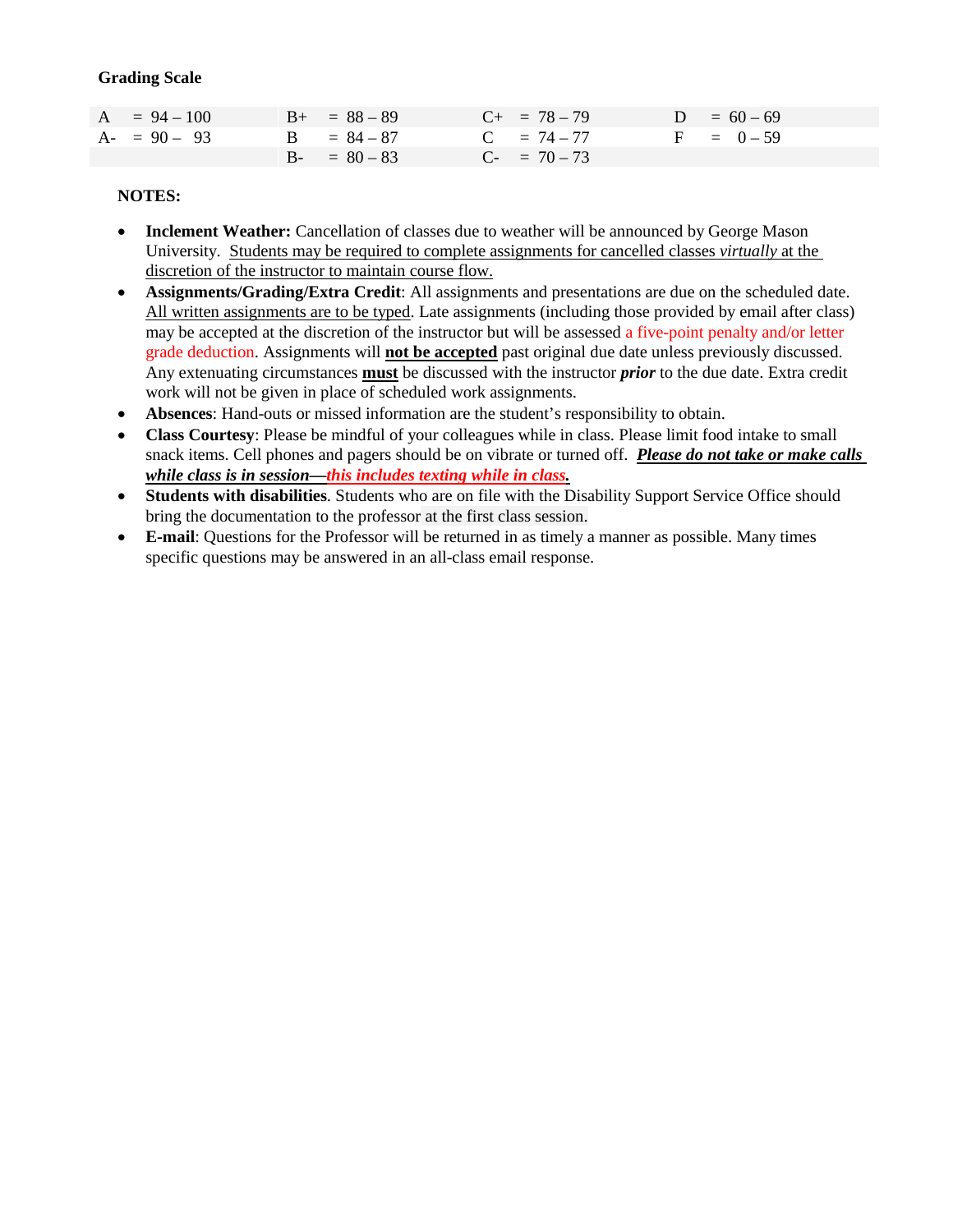**Grading Scale**

| | | | |
|---|---|---|---|
| A = 94 – 100 | B+ = 88 – 89 | C+ = 78 – 79 | D = 60 – 69 |
| A- = 90 – 93 | B = 84 – 87 | C = 74 – 77 | F = 0 – 59 |
| | B- = 80 – 83 | C- = 70 – 73 | |

**NOTES:**

- **Inclement Weather:** Cancellation of classes due to weather will be announced by George Mason University. Students may be required to complete assignments for cancelled classes *virtually* at the discretion of the instructor to maintain course flow.
- **Assignments/Grading/Extra Credit**: All assignments and presentations are due on the scheduled date. All written assignments are to be typed. Late assignments (including those provided by email after class) may be accepted at the discretion of the instructor but will be assessed a five-point penalty and/or letter grade deduction. Assignments will **not be accepted** past original due date unless previously discussed. Any extenuating circumstances **must** be discussed with the instructor ***prior*** to the due date. Extra credit work will not be given in place of scheduled work assignments.
- **Absences**: Hand-outs or missed information are the student's responsibility to obtain.
- **Class Courtesy**: Please be mindful of your colleagues while in class. Please limit food intake to small snack items. Cell phones and pagers should be on vibrate or turned off. ***Please do not take or make calls while class is in session—this includes texting while in class.***
- **Students with disabilities**. Students who are on file with the Disability Support Service Office should bring the documentation to the professor at the first class session.
- **E-mail**: Questions for the Professor will be returned in as timely a manner as possible. Many times specific questions may be answered in an all-class email response.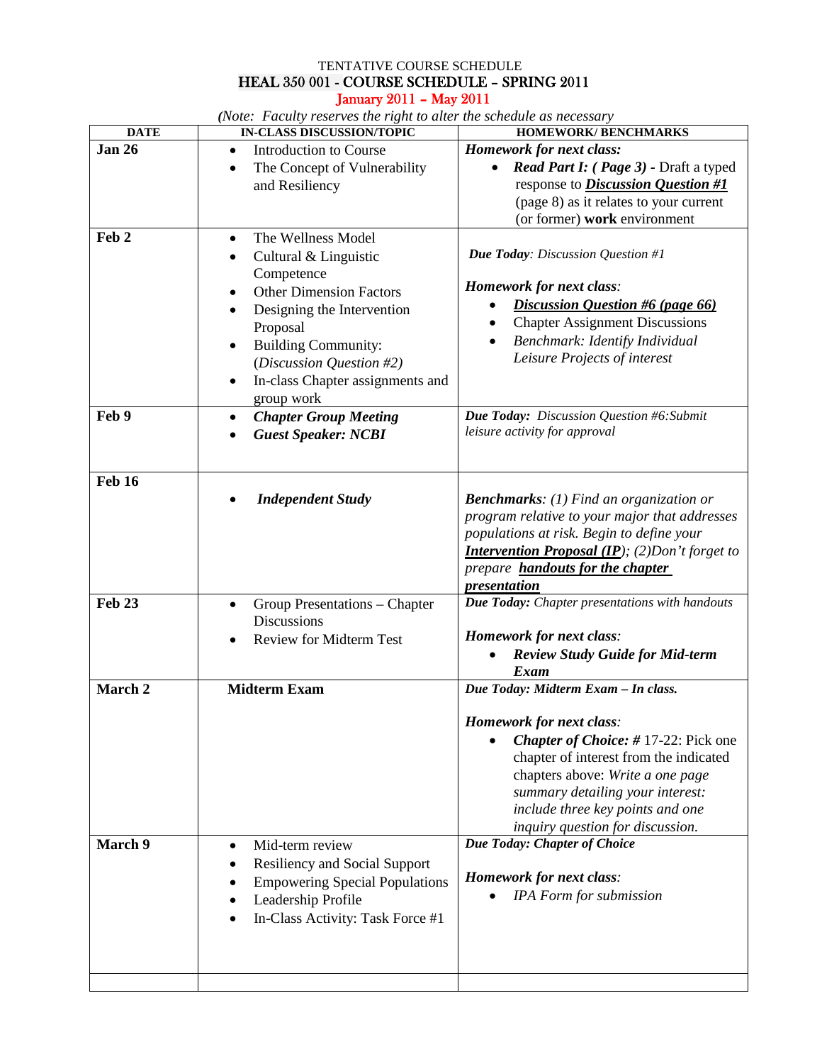TENTATIVE COURSE SCHEDULE

# HEAL 350 001 - COURSE SCHEDULE – SPRING 2011

## January 2011 – May 2011

*(Note: Faculty reserves the right to alter the schedule as necessary*

| DATE | IN-CLASS DISCUSSION/TOPIC | HOMEWORK/ BENCHMARKS |
|---|---|---|
| **Jan 26** | • Introduction to Course<br>• The Concept of Vulnerability and Resiliency | ***Homework for next class:***<br>• ***Read Part I: ( Page 3)*** **-** Draft a typed response to ***Discussion Question #1*** (page 8) as it relates to your current (or former) **work** environment |
| **Feb 2** | • The Wellness Model<br>• Cultural & Linguistic Competence<br>• Other Dimension Factors<br>• Designing the Intervention Proposal<br>• Building Community: (*Discussion Question #2)*<br>• In-class Chapter assignments and group work | ***Due Today****: Discussion Question #1*<br><br>***Homework for next class****:*<br>• ***Discussion Question #6 (page 66)***<br>• Chapter Assignment Discussions<br>• *Benchmark: Identify Individual Leisure Projects of interest* |
| **Feb 9** | • ***Chapter Group Meeting***<br>• ***Guest Speaker: NCBI*** | ***Due Today:*** *Discussion Question #6:Submit leisure activity for approval* |
| **Feb 16** | • ***Independent Study*** | ***Benchmarks****: (1) Find an organization or program relative to your major that addresses populations at risk. Begin to define your* ***Intervention Proposal (IP)****; (2)Don't forget to prepare* ***handouts for the chapter presentation*** |
| **Feb 23** | • Group Presentations – Chapter Discussions<br>• Review for Midterm Test | ***Due Today:*** *Chapter presentations with handouts*<br><br>***Homework for next class****:*<br>• ***Review Study Guide for Mid-term Exam*** |
| **March 2** | **Midterm Exam** | ***Due Today: Midterm Exam – In class.***<br><br>***Homework for next class****:*<br>• ***Chapter of Choice: #*** 17-22: Pick one chapter of interest from the indicated chapters above: *Write a one page summary detailing your interest: include three key points and one inquiry question for discussion.* |
| **March 9** | • Mid-term review<br>• Resiliency and Social Support<br>• Empowering Special Populations<br>• Leadership Profile<br>• In-Class Activity: Task Force #1 | ***Due Today: Chapter of Choice***<br><br>***Homework for next class****:*<br>• *IPA Form for submission* |
| | | |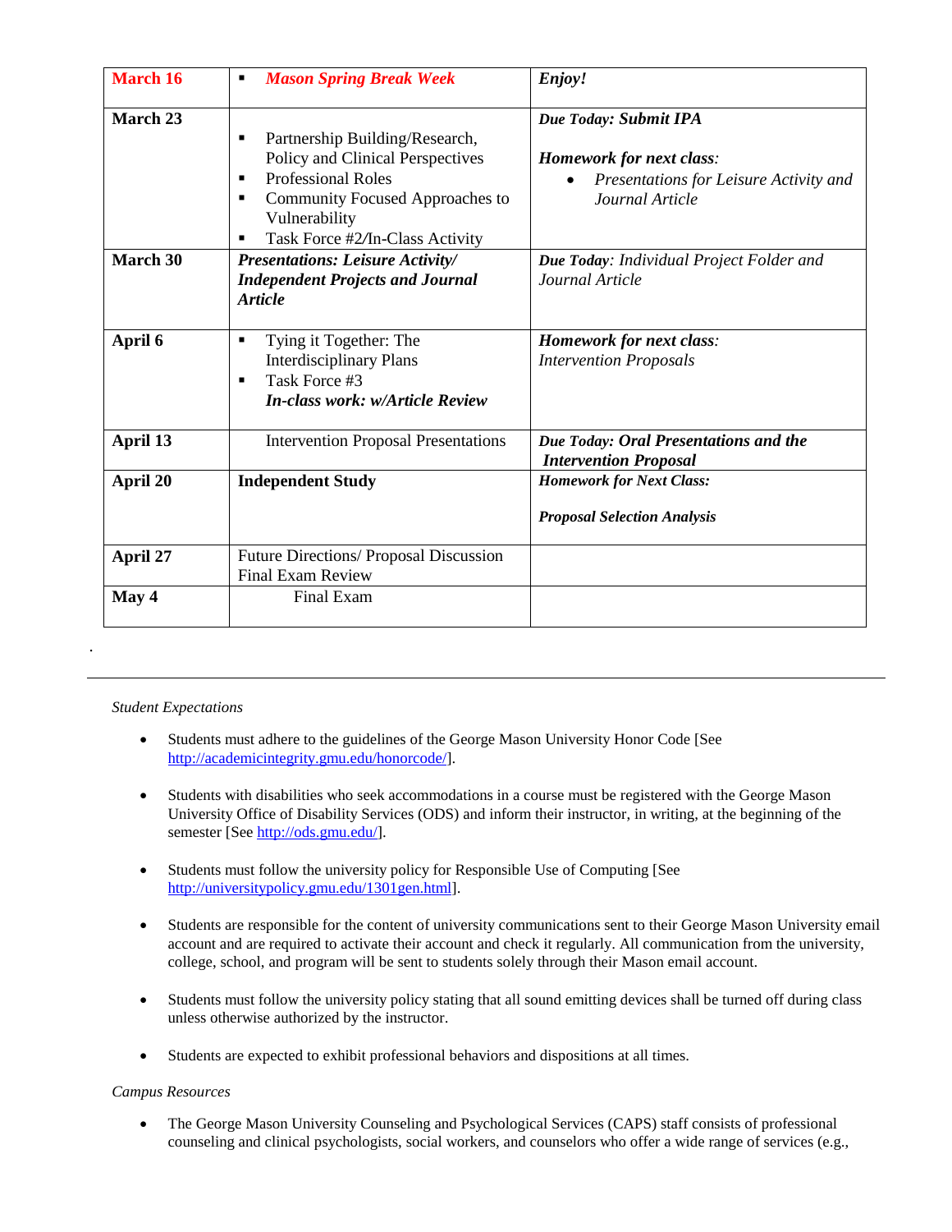| | | |
|---|---|---|
| **March 16** | ▪ ***Mason Spring Break Week*** | ***Enjoy!*** |
| **March 23** | ▪ Partnership Building/Research, Policy and Clinical Perspectives<br>▪ Professional Roles<br>▪ Community Focused Approaches to Vulnerability<br>▪ Task Force #2/In-Class Activity | ***Due Today: Submit IPA***<br><br>***Homework for next class:***<br>• *Presentations for Leisure Activity and Journal Article* |
| **March 30** | ***Presentations: Leisure Activity/ Independent Projects and Journal Article*** | ***Due Today:*** *Individual Project Folder and Journal Article* |
| **April 6** | ▪ Tying it Together: The Interdisciplinary Plans<br>▪ Task Force #3<br>***In-class work: w/Article Review*** | ***Homework for next class:***<br>*Intervention Proposals* |
| **April 13** | Intervention Proposal Presentations | ***Due Today: Oral Presentations and the Intervention Proposal*** |
| **April 20** | **Independent Study** | ***Homework for Next Class:***<br><br>***Proposal Selection Analysis*** |
| **April 27** | Future Directions/ Proposal Discussion<br>Final Exam Review | |
| **May 4** | Final Exam | |

.

---

*Student Expectations*

- Students must adhere to the guidelines of the George Mason University Honor Code [See http://academicintegrity.gmu.edu/honorcode/].

- Students with disabilities who seek accommodations in a course must be registered with the George Mason University Office of Disability Services (ODS) and inform their instructor, in writing, at the beginning of the semester [See http://ods.gmu.edu/].

- Students must follow the university policy for Responsible Use of Computing [See http://universitypolicy.gmu.edu/1301gen.html].

- Students are responsible for the content of university communications sent to their George Mason University email account and are required to activate their account and check it regularly. All communication from the university, college, school, and program will be sent to students solely through their Mason email account.

- Students must follow the university policy stating that all sound emitting devices shall be turned off during class unless otherwise authorized by the instructor.

- Students are expected to exhibit professional behaviors and dispositions at all times.

*Campus Resources*

- The George Mason University Counseling and Psychological Services (CAPS) staff consists of professional counseling and clinical psychologists, social workers, and counselors who offer a wide range of services (e.g.,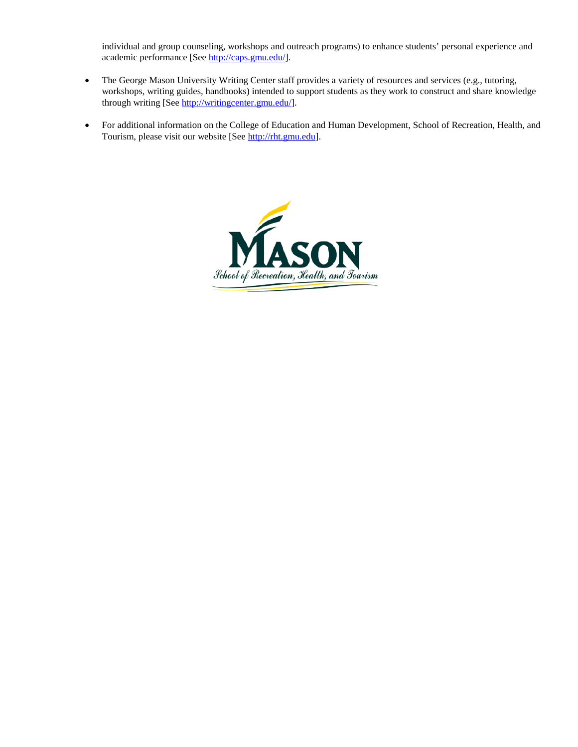individual and group counseling, workshops and outreach programs) to enhance students' personal experience and academic performance [See http://caps.gmu.edu/].

- The George Mason University Writing Center staff provides a variety of resources and services (e.g., tutoring, workshops, writing guides, handbooks) intended to support students as they work to construct and share knowledge through writing [See http://writingcenter.gmu.edu/].

- For additional information on the College of Education and Human Development, School of Recreation, Health, and Tourism, please visit our website [See http://rht.gmu.edu].

MASON
School of Recreation, Health, and Tourism